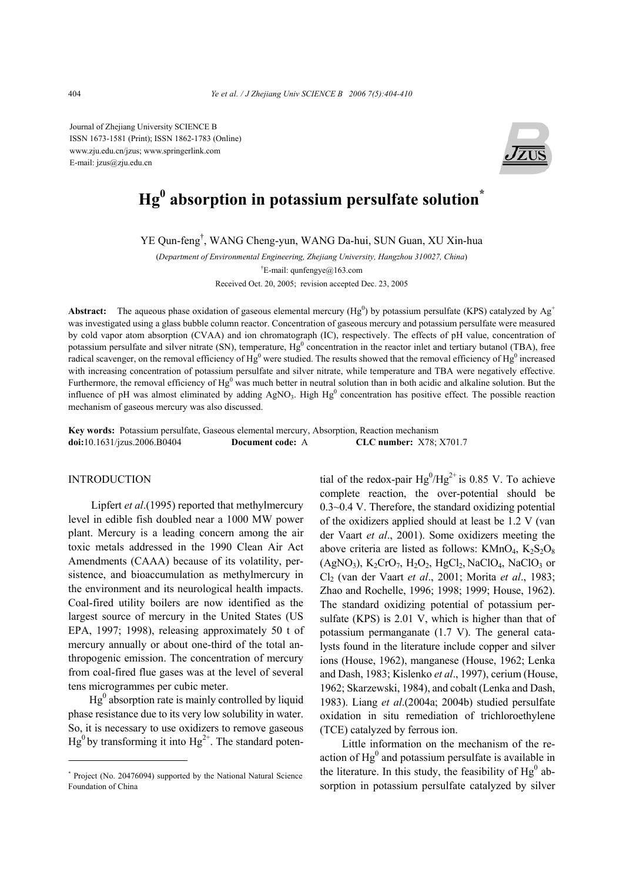Journal of Zhejiang University SCIENCE B
ISSN 1673-1581 (Print); ISSN 1862-1783 (Online)
www.zju.edu.cn/jzus; www.springerlink.com
E-mail: jzus@zju.edu.cn

# $Hg^0$ absorption in potassium persulfate solution*

YE Qun-feng†, WANG Cheng-yun, WANG Da-hui, SUN Guan, XU Xin-hua

(*Department of Environmental Engineering, Zhejiang University, Hangzhou 310027, China*)

†E-mail: qunfengye@163.com

Received Oct. 20, 2005; revision accepted Dec. 23, 2005

**Abstract:** The aqueous phase oxidation of gaseous elemental mercury ($Hg^0$) by potassium persulfate (KPS) catalyzed by $Ag^+$ was investigated using a glass bubble column reactor. Concentration of gaseous mercury and potassium persulfate were measured by cold vapor atom absorption (CVAA) and ion chromatograph (IC), respectively. The effects of pH value, concentration of potassium persulfate and silver nitrate (SN), temperature, $Hg^0$ concentration in the reactor inlet and tertiary butanol (TBA), free radical scavenger, on the removal efficiency of $Hg^0$ were studied. The results showed that the removal efficiency of $Hg^0$ increased with increasing concentration of potassium persulfate and silver nitrate, while temperature and TBA were negatively effective. Furthermore, the removal efficiency of $Hg^0$ was much better in neutral solution than in both acidic and alkaline solution. But the influence of pH was almost eliminated by adding $AgNO_3$. High $Hg^0$ concentration has positive effect. The possible reaction mechanism of gaseous mercury was also discussed.

**Key words:** Potassium persulfate, Gaseous elemental mercury, Absorption, Reaction mechanism
**doi:**10.1631/jzus.2006.B0404 **Document code:** A **CLC number:** X78; X701.7

## INTRODUCTION

Lipfert *et al*.(1995) reported that methylmercury level in edible fish doubled near a 1000 MW power plant. Mercury is a leading concern among the air toxic metals addressed in the 1990 Clean Air Act Amendments (CAAA) because of its volatility, persistence, and bioaccumulation as methylmercury in the environment and its neurological health impacts. Coal-fired utility boilers are now identified as the largest source of mercury in the United States (US EPA, 1997; 1998), releasing approximately 50 t of mercury annually or about one-third of the total anthropogenic emission. The concentration of mercury from coal-fired flue gases was at the level of several tens microgrammes per cubic meter.

$Hg^0$ absorption rate is mainly controlled by liquid phase resistance due to its very low solubility in water. So, it is necessary to use oxidizers to remove gaseous $Hg^0$ by transforming it into $Hg^{2+}$. The standard potential of the redox-pair $Hg^0/Hg^{2+}$ is 0.85 V. To achieve complete reaction, the over-potential should be 0.3~0.4 V. Therefore, the standard oxidizing potential of the oxidizers applied should at least be 1.2 V (van der Vaart *et al*., 2001). Some oxidizers meeting the above criteria are listed as follows: $KMnO_4$, $K_2S_2O_8$ ($AgNO_3$), $K_2CrO_7$, $H_2O_2$, $HgCl_2$, $NaClO_4$, $NaClO_3$ or $Cl_2$ (van der Vaart *et al*., 2001; Morita *et al*., 1983; Zhao and Rochelle, 1996; 1998; 1999; House, 1962). The standard oxidizing potential of potassium persulfate (KPS) is 2.01 V, which is higher than that of potassium permanganate (1.7 V). The general catalysts found in the literature include copper and silver ions (House, 1962), manganese (House, 1962; Lenka and Dash, 1983; Kislenko *et al*., 1997), cerium (House, 1962; Skarzewski, 1984), and cobalt (Lenka and Dash, 1983). Liang *et al*.(2004a; 2004b) studied persulfate oxidation in situ remediation of trichloroethylene (TCE) catalyzed by ferrous ion.

Little information on the mechanism of the reaction of $Hg^0$ and potassium persulfate is available in the literature. In this study, the feasibility of $Hg^0$ absorption in potassium persulfate catalyzed by silver

---

\* Project (No. 20476094) supported by the National Natural Science Foundation of China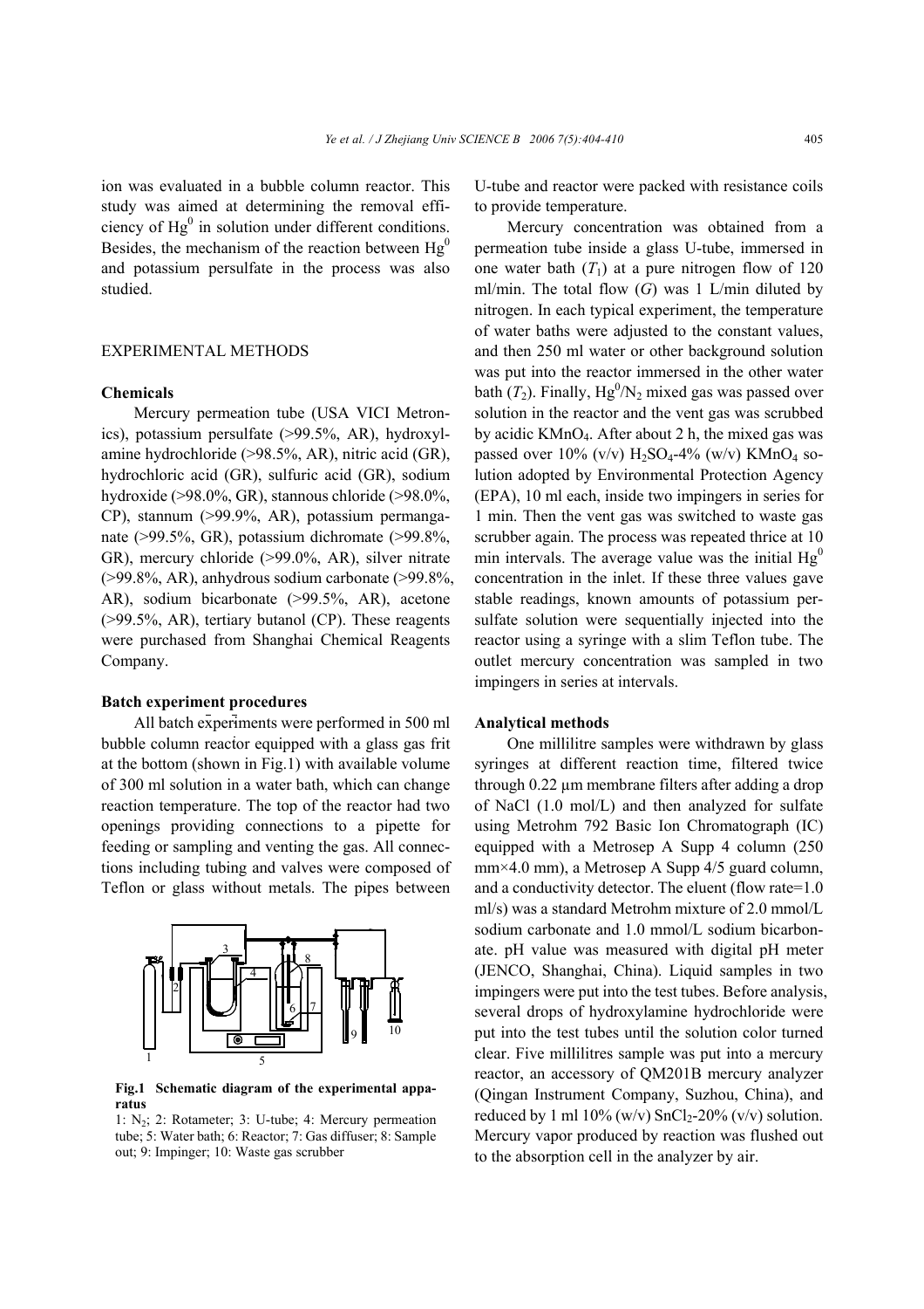ion was evaluated in a bubble column reactor. This study was aimed at determining the removal efficiency of $Hg^0$ in solution under different conditions. Besides, the mechanism of the reaction between $Hg^0$ and potassium persulfate in the process was also studied.

## EXPERIMENTAL METHODS

### Chemicals

Mercury permeation tube (USA VICI Metronics), potassium persulfate (>99.5%, AR), hydroxylamine hydrochloride (>98.5%, AR), nitric acid (GR), hydrochloric acid (GR), sulfuric acid (GR), sodium hydroxide (>98.0%, GR), stannous chloride (>98.0%, CP), stannum (>99.9%, AR), potassium permanganate (>99.5%, GR), potassium dichromate (>99.8%, GR), mercury chloride (>99.0%, AR), silver nitrate (>99.8%, AR), anhydrous sodium carbonate (>99.8%, AR), sodium bicarbonate (>99.5%, AR), acetone (>99.5%, AR), tertiary butanol (CP). These reagents were purchased from Shanghai Chemical Reagents Company.

### Batch experiment procedures

All batch experiments were performed in 500 ml bubble column reactor equipped with a glass gas frit at the bottom (shown in Fig.1) with available volume of 300 ml solution in a water bath, which can change reaction temperature. The top of the reactor had two openings providing connections to a pipette for feeding or sampling and venting the gas. All connections including tubing and valves were composed of Teflon or glass without metals. The pipes between U-tube and reactor were packed with resistance coils to provide temperature.

**Fig.1 Schematic diagram of the experimental apparatus**

1: $N_2$; 2: Rotameter; 3: U-tube; 4: Mercury permeation tube; 5: Water bath; 6: Reactor; 7: Gas diffuser; 8: Sample out; 9: Impinger; 10: Waste gas scrubber

Mercury concentration was obtained from a permeation tube inside a glass U-tube, immersed in one water bath ($T_1$) at a pure nitrogen flow of 120 ml/min. The total flow ($G$) was 1 L/min diluted by nitrogen. In each typical experiment, the temperature of water baths were adjusted to the constant values, and then 250 ml water or other background solution was put into the reactor immersed in the other water bath ($T_2$). Finally, $Hg^0/N_2$ mixed gas was passed over solution in the reactor and the vent gas was scrubbed by acidic $KMnO_4$. After about 2 h, the mixed gas was passed over 10% (v/v) $H_2SO_4$-4% (w/v) $KMnO_4$ solution adopted by Environmental Protection Agency (EPA), 10 ml each, inside two impingers in series for 1 min. Then the vent gas was switched to waste gas scrubber again. The process was repeated thrice at 10 min intervals. The average value was the initial $Hg^0$ concentration in the inlet. If these three values gave stable readings, known amounts of potassium persulfate solution were sequentially injected into the reactor using a syringe with a slim Teflon tube. The outlet mercury concentration was sampled in two impingers in series at intervals.

### Analytical methods

One millilitre samples were withdrawn by glass syringes at different reaction time, filtered twice through 0.22 μm membrane filters after adding a drop of NaCl (1.0 mol/L) and then analyzed for sulfate using Metrohm 792 Basic Ion Chromatograph (IC) equipped with a Metrosep A Supp 4 column (250 mm×4.0 mm), a Metrosep A Supp 4/5 guard column, and a conductivity detector. The eluent (flow rate=1.0 ml/s) was a standard Metrohm mixture of 2.0 mmol/L sodium carbonate and 1.0 mmol/L sodium bicarbonate. pH value was measured with digital pH meter (JENCO, Shanghai, China). Liquid samples in two impingers were put into the test tubes. Before analysis, several drops of hydroxylamine hydrochloride were put into the test tubes until the solution color turned clear. Five millilitres sample was put into a mercury reactor, an accessory of QM201B mercury analyzer (Qingan Instrument Company, Suzhou, China), and reduced by 1 ml 10% (w/v) $SnCl_2$-20% (v/v) solution. Mercury vapor produced by reaction was flushed out to the absorption cell in the analyzer by air.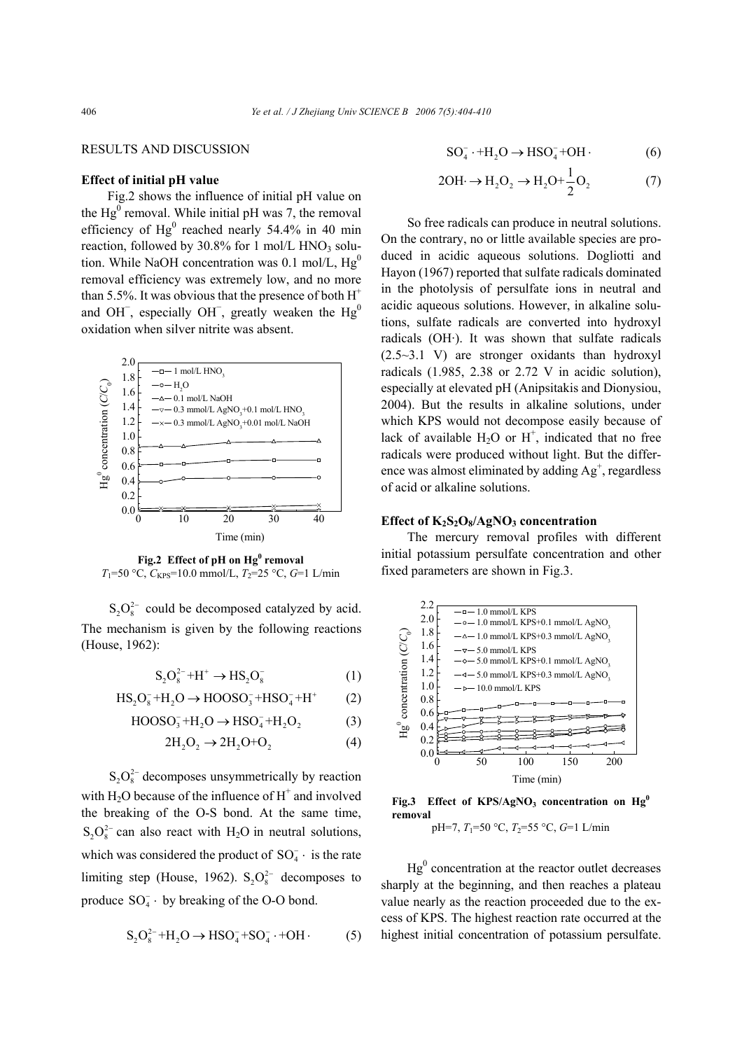## RESULTS AND DISCUSSION

### Effect of initial pH value

Fig.2 shows the influence of initial pH value on the $Hg^0$ removal. While initial pH was 7, the removal efficiency of $Hg^0$ reached nearly 54.4% in 40 min reaction, followed by 30.8% for 1 mol/L $HNO_3$ solution. While NaOH concentration was 0.1 mol/L, $Hg^0$ removal efficiency was extremely low, and no more than 5.5%. It was obvious that the presence of both $H^+$ and $OH^-$, especially $OH^-$, greatly weaken the $Hg^0$ oxidation when silver nitrite was absent.

**Fig.2 Effect of pH on $Hg^0$ removal**
$T_1$=50 °C, $C_{KPS}$=10.0 mmol/L, $T_2$=25 °C, $G$=1 L/min

$S_2O_8^{2-}$ could be decomposed catalyzed by acid. The mechanism is given by the following reactions (House, 1962):

$$S_2O_8^{2-}+H^+ \rightarrow HS_2O_8^- \tag{1}$$

$$HS_2O_8^-+H_2O \rightarrow HOOSO_3^-+HSO_4^-+H^+ \tag{2}$$

$$HOOSO_3^-+H_2O \rightarrow HSO_4^-+H_2O_2 \tag{3}$$

$$2H_2O_2 \rightarrow 2H_2O+O_2 \tag{4}$$

$S_2O_8^{2-}$ decomposes unsymmetrically by reaction with $H_2O$ because of the influence of $H^+$ and involved the breaking of the O-S bond. At the same time, $S_2O_8^{2-}$ can also react with $H_2O$ in neutral solutions, which was considered the product of $SO_4^- \cdot$ is the rate limiting step (House, 1962). $S_2O_8^{2-}$ decomposes to produce $SO_4^- \cdot$ by breaking of the O-O bond.

$$S_2O_8^{2-}+H_2O \rightarrow HSO_4^-+SO_4^- \cdot +OH \cdot \tag{5}$$

$$SO_4^- \cdot +H_2O \rightarrow HSO_4^-+OH \cdot \tag{6}$$

$$2OH\cdot \rightarrow H_2O_2 \rightarrow H_2O+\frac{1}{2}O_2 \tag{7}$$

So free radicals can produce in neutral solutions. On the contrary, no or little available species are produced in acidic aqueous solutions. Dogliotti and Hayon (1967) reported that sulfate radicals dominated in the photolysis of persulfate ions in neutral and acidic aqueous solutions. However, in alkaline solutions, sulfate radicals are converted into hydroxyl radicals (OH·). It was shown that sulfate radicals (2.5~3.1 V) are stronger oxidants than hydroxyl radicals (1.985, 2.38 or 2.72 V in acidic solution), especially at elevated pH (Anipsitakis and Dionysiou, 2004). But the results in alkaline solutions, under which KPS would not decompose easily because of lack of available $H_2O$ or $H^+$, indicated that no free radicals were produced without light. But the difference was almost eliminated by adding $Ag^+$, regardless of acid or alkaline solutions.

### Effect of $K_2S_2O_8$/$AgNO_3$ concentration

The mercury removal profiles with different initial potassium persulfate concentration and other fixed parameters are shown in Fig.3.

**Fig.3 Effect of KPS/$AgNO_3$ concentration on $Hg^0$ removal**
pH=7, $T_1$=50 °C, $T_2$=55 °C, $G$=1 L/min

$Hg^0$ concentration at the reactor outlet decreases sharply at the beginning, and then reaches a plateau value nearly as the reaction proceeded due to the excess of KPS. The highest reaction rate occurred at the highest initial concentration of potassium persulfate.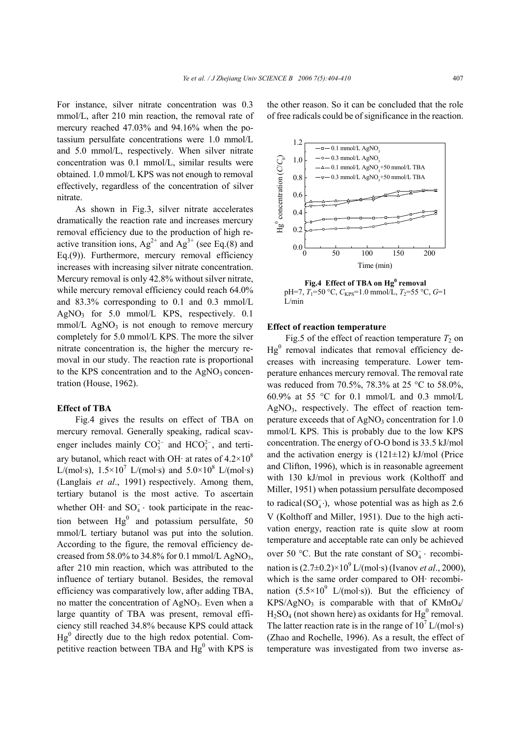For instance, silver nitrate concentration was 0.3 mmol/L, after 210 min reaction, the removal rate of mercury reached 47.03% and 94.16% when the potassium persulfate concentrations were 1.0 mmol/L and 5.0 mmol/L, respectively. When silver nitrate concentration was 0.1 mmol/L, similar results were obtained. 1.0 mmol/L KPS was not enough to removal effectively, regardless of the concentration of silver nitrate.

As shown in Fig.3, silver nitrate accelerates dramatically the reaction rate and increases mercury removal efficiency due to the production of high reactive transition ions, $Ag^{2+}$ and $Ag^{3+}$ (see Eq.(8) and Eq.(9)). Furthermore, mercury removal efficiency increases with increasing silver nitrate concentration. Mercury removal is only 42.8% without silver nitrate, while mercury removal efficiency could reach 64.0% and 83.3% corresponding to 0.1 and 0.3 mmol/L $AgNO_3$ for 5.0 mmol/L KPS, respectively. 0.1 mmol/L $AgNO_3$ is not enough to remove mercury completely for 5.0 mmol/L KPS. The more the silver nitrate concentration is, the higher the mercury removal in our study. The reaction rate is proportional to the KPS concentration and to the $AgNO_3$ concentration (House, 1962).

**Effect of TBA**

Fig.4 gives the results on effect of TBA on mercury removal. Generally speaking, radical scavenger includes mainly $CO_3^{2-}$ and $HCO_3^{2-}$, and tertiary butanol, which react with OH· at rates of $4.2\times10^8$ L/(mol·s), $1.5\times10^7$ L/(mol·s) and $5.0\times10^8$ L/(mol·s) (Langlais *et al*., 1991) respectively. Among them, tertiary butanol is the most active. To ascertain whether OH· and $SO_4^-\cdot$ took participate in the reaction between $Hg^0$ and potassium persulfate, 50 mmol/L tertiary butanol was put into the solution. According to the figure, the removal efficiency decreased from 58.0% to 34.8% for 0.1 mmol/L $AgNO_3$, after 210 min reaction, which was attributed to the influence of tertiary butanol. Besides, the removal efficiency was comparatively low, after adding TBA, no matter the concentration of $AgNO_3$. Even when a large quantity of TBA was present, removal efficiency still reached 34.8% because KPS could attack $Hg^0$ directly due to the high redox potential. Competitive reaction between TBA and $Hg^0$ with KPS is the other reason. So it can be concluded that the role of free radicals could be of significance in the reaction.

**Fig.4 Effect of TBA on $Hg^0$ removal**
pH=7, $T_1$=50 °C, $C_{KPS}$=1.0 mmol/L, $T_2$=55 °C, $G$=1 L/min

**Effect of reaction temperature**

Fig.5 of the effect of reaction temperature $T_2$ on $Hg^0$ removal indicates that removal efficiency decreases with increasing temperature. Lower temperature enhances mercury removal. The removal rate was reduced from 70.5%, 78.3% at 25 °C to 58.0%, 60.9% at 55 °C for 0.1 mmol/L and 0.3 mmol/L $AgNO_3$, respectively. The effect of reaction temperature exceeds that of $AgNO_3$ concentration for 1.0 mmol/L KPS. This is probably due to the low KPS concentration. The energy of O-O bond is 33.5 kJ/mol and the activation energy is (121±12) kJ/mol (Price and Clifton, 1996), which is in reasonable agreement with 130 kJ/mol in previous work (Kolthoff and Miller, 1951) when potassium persulfate decomposed to radical $(SO_4^-\cdot)$, whose potential was as high as 2.6 V (Kolthoff and Miller, 1951). Due to the high activation energy, reaction rate is quite slow at room temperature and acceptable rate can only be achieved over 50 °C. But the rate constant of $SO_4^-\cdot$ recombination is $(2.7\pm0.2)\times10^9$ L/(mol·s) (Ivanov *et al*., 2000), which is the same order compared to OH· recombination ($5.5\times10^9$ L/(mol·s)). But the efficiency of $KPS/AgNO_3$ is comparable with that of $KMnO_4/H_2SO_4$ (not shown here) as oxidants for $Hg^0$ removal. The latter reaction rate is in the range of $10^7$ L/(mol·s) (Zhao and Rochelle, 1996). As a result, the effect of temperature was investigated from two inverse as-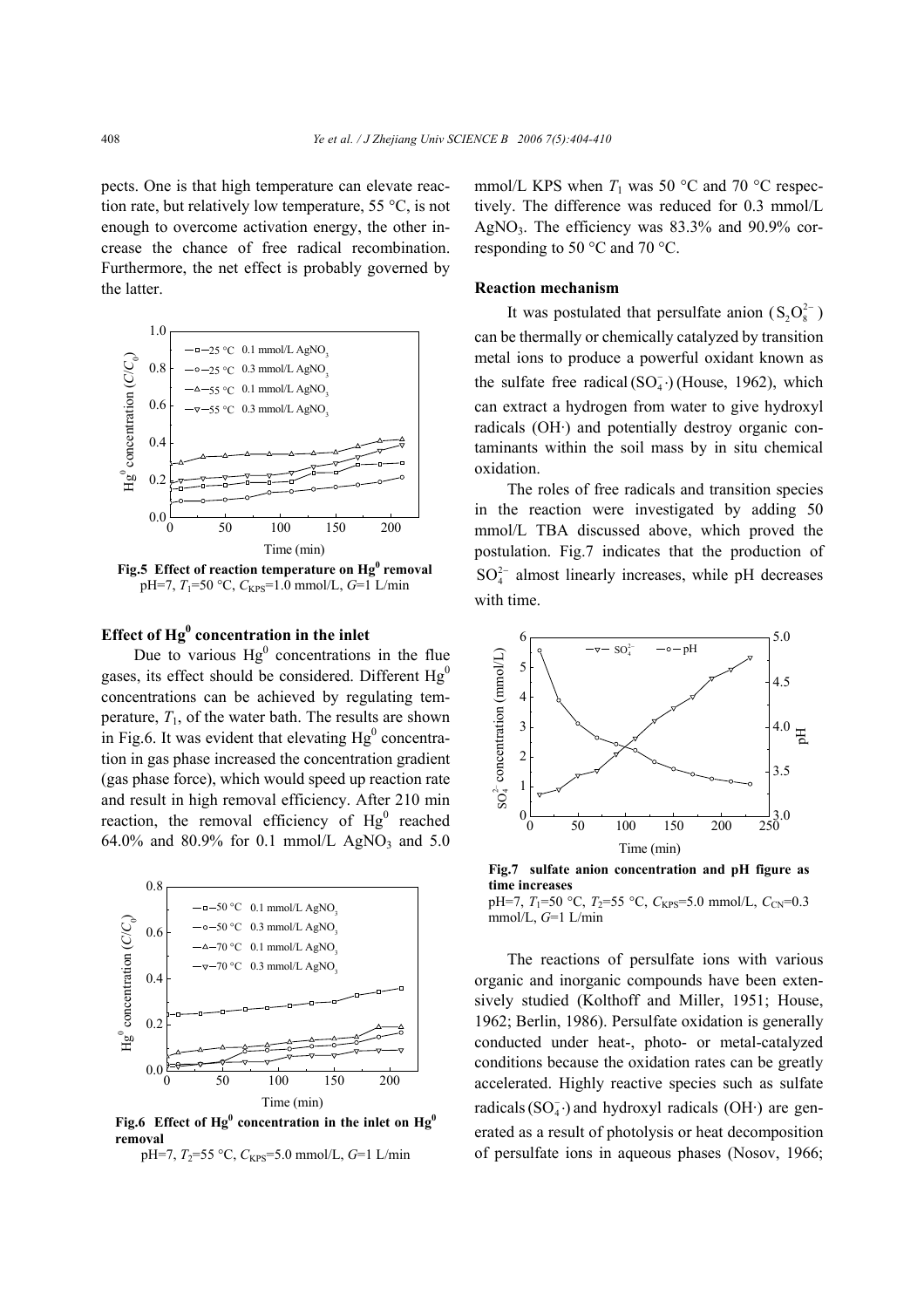pects. One is that high temperature can elevate reaction rate, but relatively low temperature, 55 °C, is not enough to overcome activation energy, the other increase the chance of free radical recombination. Furthermore, the net effect is probably governed by the latter.

**Fig.5 Effect of reaction temperature on $Hg^0$ removal**
pH=7, $T_1$=50 °C, $C_{KPS}$=1.0 mmol/L, $G$=1 L/min

## Effect of $Hg^0$ concentration in the inlet

Due to various $Hg^0$ concentrations in the flue gases, its effect should be considered. Different $Hg^0$ concentrations can be achieved by regulating temperature, $T_1$, of the water bath. The results are shown in Fig.6. It was evident that elevating $Hg^0$ concentration in gas phase increased the concentration gradient (gas phase force), which would speed up reaction rate and result in high removal efficiency. After 210 min reaction, the removal efficiency of $Hg^0$ reached 64.0% and 80.9% for 0.1 mmol/L $AgNO_3$ and 5.0 mmol/L KPS when $T_1$ was 50 °C and 70 °C respectively. The difference was reduced for 0.3 mmol/L $AgNO_3$. The efficiency was 83.3% and 90.9% corresponding to 50 °C and 70 °C.

**Fig.6 Effect of $Hg^0$ concentration in the inlet on $Hg^0$ removal**
pH=7, $T_2$=55 °C, $C_{KPS}$=5.0 mmol/L, $G$=1 L/min

## Reaction mechanism

It was postulated that persulfate anion ($S_2O_8^{2-}$) can be thermally or chemically catalyzed by transition metal ions to produce a powerful oxidant known as the sulfate free radical ($SO_4^-\cdot$) (House, 1962), which can extract a hydrogen from water to give hydroxyl radicals (OH·) and potentially destroy organic contaminants within the soil mass by in situ chemical oxidation.

The roles of free radicals and transition species in the reaction were investigated by adding 50 mmol/L TBA discussed above, which proved the postulation. Fig.7 indicates that the production of $SO_4^{2-}$ almost linearly increases, while pH decreases with time.

**Fig.7 sulfate anion concentration and pH figure as time increases**
pH=7, $T_1$=50 °C, $T_2$=55 °C, $C_{KPS}$=5.0 mmol/L, $C_{CN}$=0.3 mmol/L, $G$=1 L/min

The reactions of persulfate ions with various organic and inorganic compounds have been extensively studied (Kolthoff and Miller, 1951; House, 1962; Berlin, 1986). Persulfate oxidation is generally conducted under heat-, photo- or metal-catalyzed conditions because the oxidation rates can be greatly accelerated. Highly reactive species such as sulfate radicals ($SO_4^-\cdot$) and hydroxyl radicals (OH·) are generated as a result of photolysis or heat decomposition of persulfate ions in aqueous phases (Nosov, 1966;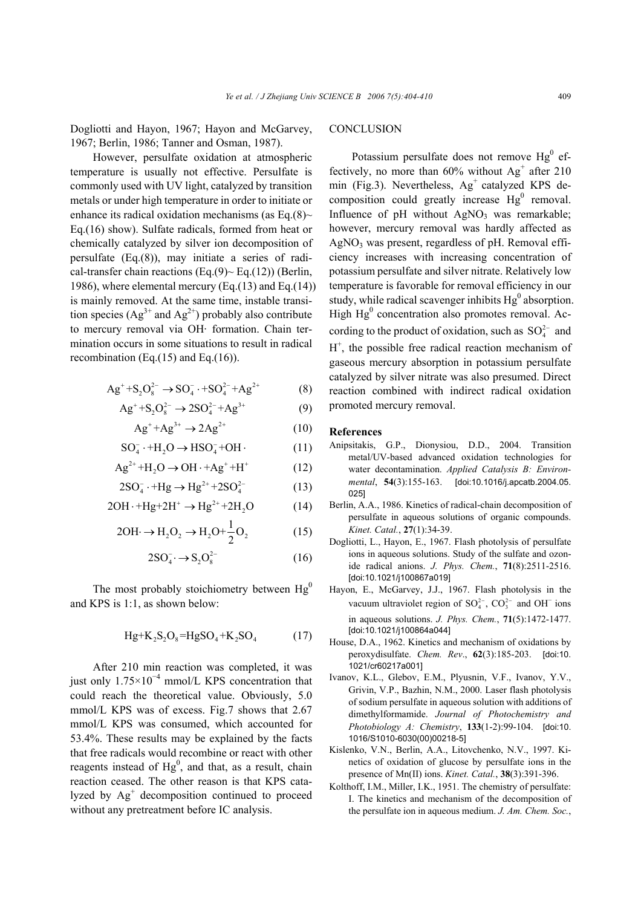Dogliotti and Hayon, 1967; Hayon and McGarvey, 1967; Berlin, 1986; Tanner and Osman, 1987).

However, persulfate oxidation at atmospheric temperature is usually not effective. Persulfate is commonly used with UV light, catalyzed by transition metals or under high temperature in order to initiate or enhance its radical oxidation mechanisms (as Eq.(8)~ Eq.(16) show). Sulfate radicals, formed from heat or chemically catalyzed by silver ion decomposition of persulfate (Eq.(8)), may initiate a series of radical-transfer chain reactions (Eq.(9)~ Eq.(12)) (Berlin, 1986), where elemental mercury (Eq.(13) and Eq.(14)) is mainly removed. At the same time, instable transition species ($Ag^{3+}$ and $Ag^{2+}$) probably also contribute to mercury removal via OH· formation. Chain termination occurs in some situations to result in radical recombination (Eq.(15) and Eq.(16)).

$$Ag^{+}+S_2O_8^{2-} \rightarrow SO_4^{-}\cdot +SO_4^{2-}+Ag^{2+} \tag{8}$$

$$Ag^{+}+S_2O_8^{2-} \rightarrow 2SO_4^{2-}+Ag^{3+} \tag{9}$$

$$Ag^{+}+Ag^{3+} \rightarrow 2Ag^{2+} \tag{10}$$

$$SO_4^{-}\cdot +H_2O \rightarrow HSO_4^{-}+OH\cdot \tag{11}$$

$$Ag^{2+}+H_2O \rightarrow OH\cdot +Ag^{+}+H^{+} \tag{12}$$

$$2SO_4^{-}\cdot +Hg \rightarrow Hg^{2+}+2SO_4^{2-} \tag{13}$$

$$2OH\cdot +Hg+2H^{+} \rightarrow Hg^{2+}+2H_2O \tag{14}$$

$$2OH\cdot \rightarrow H_2O_2 \rightarrow H_2O+\frac{1}{2}O_2 \tag{15}$$

$$2SO_4^{-}\cdot \rightarrow S_2O_8^{2-} \tag{16}$$

The most probably stoichiometry between $Hg^0$ and KPS is 1:1, as shown below:

$$Hg+K_2S_2O_8=HgSO_4+K_2SO_4 \tag{17}$$

After 210 min reaction was completed, it was just only $1.75\times10^{-4}$ mmol/L KPS concentration that could reach the theoretical value. Obviously, 5.0 mmol/L KPS was of excess. Fig.7 shows that 2.67 mmol/L KPS was consumed, which accounted for 53.4%. These results may be explained by the facts that free radicals would recombine or react with other reagents instead of $Hg^0$, and that, as a result, chain reaction ceased. The other reason is that KPS catalyzed by $Ag^+$ decomposition continued to proceed without any pretreatment before IC analysis.

## CONCLUSION

Potassium persulfate does not remove $Hg^0$ effectively, no more than 60% without $Ag^+$ after 210 min (Fig.3). Nevertheless, $Ag^+$ catalyzed KPS decomposition could greatly increase $Hg^0$ removal. Influence of pH without $AgNO_3$ was remarkable; however, mercury removal was hardly affected as $AgNO_3$ was present, regardless of pH. Removal efficiency increases with increasing concentration of potassium persulfate and silver nitrate. Relatively low temperature is favorable for removal efficiency in our study, while radical scavenger inhibits $Hg^0$ absorption. High $Hg^0$ concentration also promotes removal. According to the product of oxidation, such as $SO_4^{2-}$ and $H^+$, the possible free radical reaction mechanism of gaseous mercury absorption in potassium persulfate catalyzed by silver nitrate was also presumed. Direct reaction combined with indirect radical oxidation promoted mercury removal.

## References

Anipsitakis, G.P., Dionysiou, D.D., 2004. Transition metal/UV-based advanced oxidation technologies for water decontamination. *Applied Catalysis B: Environmental*, **54**(3):155-163. [doi:10.1016/j.apcatb.2004.05.025]

Berlin, A.A., 1986. Kinetics of radical-chain decomposition of persulfate in aqueous solutions of organic compounds. *Kinet. Catal.*, **27**(1):34-39.

Dogliotti, L., Hayon, E., 1967. Flash photolysis of persulfate ions in aqueous solutions. Study of the sulfate and ozonide radical anions. *J. Phys. Chem.*, **71**(8):2511-2516. [doi:10.1021/j100867a019]

Hayon, E., McGarvey, J.J., 1967. Flash photolysis in the vacuum ultraviolet region of $SO_4^{2-}$, $CO_3^{2-}$ and $OH^-$ ions in aqueous solutions. *J. Phys. Chem.*, **71**(5):1472-1477. [doi:10.1021/j100864a044]

House, D.A., 1962. Kinetics and mechanism of oxidations by peroxydisulfate. *Chem. Rev.*, **62**(3):185-203. [doi:10.1021/cr60217a001]

Ivanov, K.L., Glebov, E.M., Plyusnin, V.F., Ivanov, Y.V., Grivin, V.P., Bazhin, N.M., 2000. Laser flash photolysis of sodium persulfate in aqueous solution with additions of dimethylformamide. *Journal of Photochemistry and Photobiology A: Chemistry*, **133**(1-2):99-104. [doi:10.1016/S1010-6030(00)00218-5]

Kislenko, V.N., Berlin, A.A., Litovchenko, N.V., 1997. Kinetics of oxidation of glucose by persulfate ions in the presence of Mn(II) ions. *Kinet. Catal.*, **38**(3):391-396.

Kolthoff, I.M., Miller, I.K., 1951. The chemistry of persulfate: I. The kinetics and mechanism of the decomposition of the persulfate ion in aqueous medium. *J. Am. Chem. Soc.*,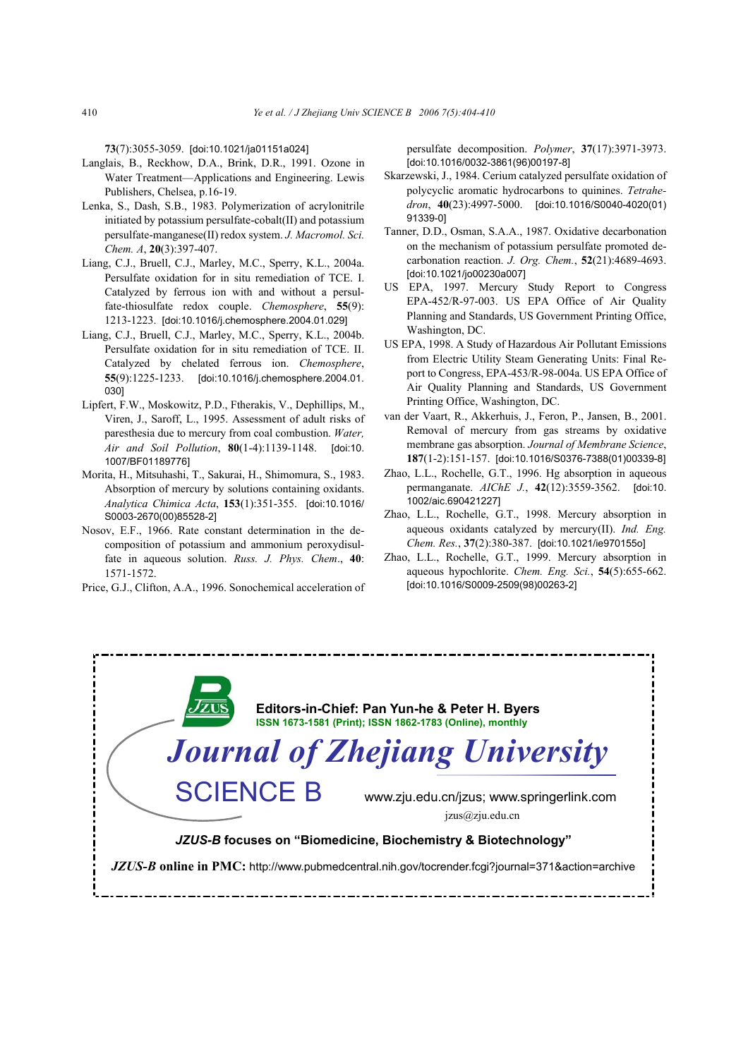73(7):3055-3059. [doi:10.1021/ja01151a024]

Langlais, B., Reckhow, D.A., Brink, D.R., 1991. Ozone in Water Treatment—Applications and Engineering. Lewis Publishers, Chelsea, p.16-19.

Lenka, S., Dash, S.B., 1983. Polymerization of acrylonitrile initiated by potassium persulfate-cobalt(II) and potassium persulfate-manganese(II) redox system. *J. Macromol. Sci. Chem. A*, **20**(3):397-407.

Liang, C.J., Bruell, C.J., Marley, M.C., Sperry, K.L., 2004a. Persulfate oxidation for in situ remediation of TCE. I. Catalyzed by ferrous ion with and without a persulfate-thiosulfate redox couple. *Chemosphere*, **55**(9): 1213-1223. [doi:10.1016/j.chemosphere.2004.01.029]

Liang, C.J., Bruell, C.J., Marley, M.C., Sperry, K.L., 2004b. Persulfate oxidation for in situ remediation of TCE. II. Catalyzed by chelated ferrous ion. *Chemosphere*, **55**(9):1225-1233. [doi:10.1016/j.chemosphere.2004.01.030]

Lipfert, F.W., Moskowitz, P.D., Ftherakis, V., Dephillips, M., Viren, J., Saroff, L., 1995. Assessment of adult risks of paresthesia due to mercury from coal combustion. *Water, Air and Soil Pollution*, **80**(1-4):1139-1148. [doi:10.1007/BF01189776]

Morita, H., Mitsuhashi, T., Sakurai, H., Shimomura, S., 1983. Absorption of mercury by solutions containing oxidants. *Analytica Chimica Acta*, **153**(1):351-355. [doi:10.1016/S0003-2670(00)85528-2]

Nosov, E.F., 1966. Rate constant determination in the decomposition of potassium and ammonium peroxydisulfate in aqueous solution. *Russ. J. Phys. Chem*., **40**: 1571-1572.

Price, G.J., Clifton, A.A., 1996. Sonochemical acceleration of persulfate decomposition. *Polymer*, **37**(17):3971-3973. [doi:10.1016/0032-3861(96)00197-8]

Skarzewski, J., 1984. Cerium catalyzed persulfate oxidation of polycyclic aromatic hydrocarbons to quinines. *Tetrahedron*, **40**(23):4997-5000. [doi:10.1016/S0040-4020(01)91339-0]

Tanner, D.D., Osman, S.A.A., 1987. Oxidative decarbonation on the mechanism of potassium persulfate promoted decarbonation reaction. *J. Org. Chem.*, **52**(21):4689-4693. [doi:10.1021/jo00230a007]

US EPA, 1997. Mercury Study Report to Congress EPA-452/R-97-003. US EPA Office of Air Quality Planning and Standards, US Government Printing Office, Washington, DC.

US EPA, 1998. A Study of Hazardous Air Pollutant Emissions from Electric Utility Steam Generating Units: Final Report to Congress, EPA-453/R-98-004a. US EPA Office of Air Quality Planning and Standards, US Government Printing Office, Washington, DC.

van der Vaart, R., Akkerhuis, J., Feron, P., Jansen, B., 2001. Removal of mercury from gas streams by oxidative membrane gas absorption. *Journal of Membrane Science*, **187**(1-2):151-157. [doi:10.1016/S0376-7388(01)00339-8]

Zhao, L.L., Rochelle, G.T., 1996. Hg absorption in aqueous permanganate. *AIChE J.*, **42**(12):3559-3562. [doi:10.1002/aic.690421227]

Zhao, L.L., Rochelle, G.T., 1998. Mercury absorption in aqueous oxidants catalyzed by mercury(II). *Ind. Eng. Chem. Res.*, **37**(2):380-387. [doi:10.1021/ie970155o]

Zhao, L.L., Rochelle, G.T., 1999. Mercury absorption in aqueous hypochlorite. *Chem. Eng. Sci.*, **54**(5):655-662. [doi:10.1016/S0009-2509(98)00263-2]

---

**Editors-in-Chief: Pan Yun-he & Peter H. Byers**
ISSN 1673-1581 (Print); ISSN 1862-1783 (Online), monthly

***Journal of Zhejiang University***
**SCIENCE B**

www.zju.edu.cn/jzus; www.springerlink.com
jzus@zju.edu.cn

***JZUS-B*** **focuses on "Biomedicine, Biochemistry & Biotechnology"**

***JZUS-B*** **online in PMC:** http://www.pubmedcentral.nih.gov/tocrender.fcgi?journal=371&action=archive